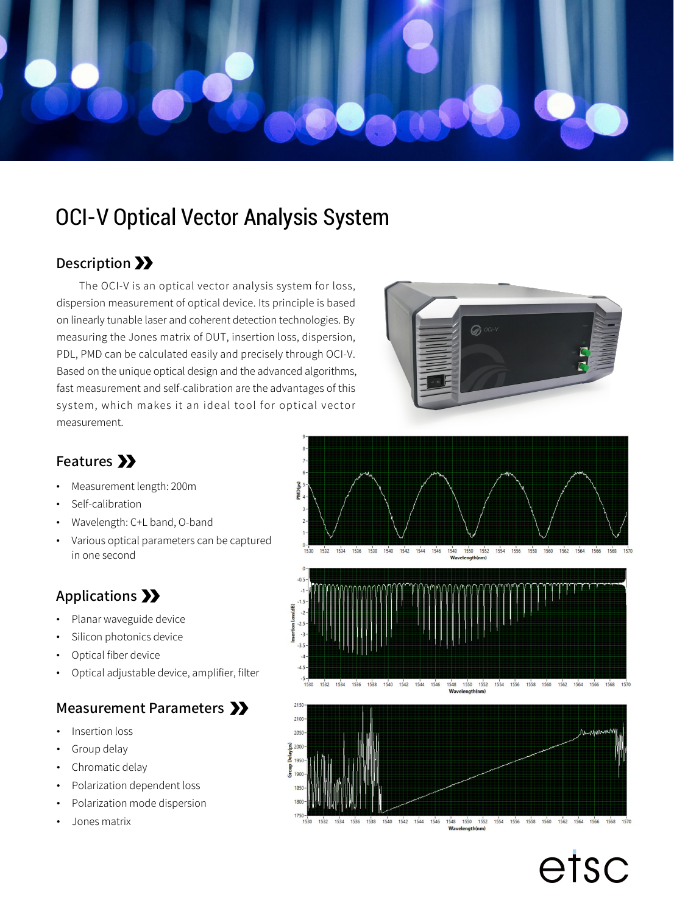# OCI-V Optical Vector Analysis System

## Description

The OCI-V is an optical vector analysis system for loss, dispersion measurement of optical device. Its principle is based on linearly tunable laser and coherent detection technologies. By measuring the Jones matrix of DUT, insertion loss, dispersion, PDL, PMD can be calculated easily and precisely through OCI-V. Based on the unique optical design and the advanced algorithms, fast measurement and self-calibration are the advantages of this system, which makes it an ideal tool for optical vector measurement.

## Features

- Measurement length: 200m
- Self-calibration
- Wavelength: C+L band, O-band
- Various optical parameters can be captured in one second

## Applications

- Planar waveguide device
- Silicon photonics device
- Optical fiber device
- Optical adjustable device, amplifier, filter

## Measurement Parameters

- Insertion loss
- Group delay
- Chromatic delay
- Polarization dependent loss
- Polarization mode dispersion
- Jones matrix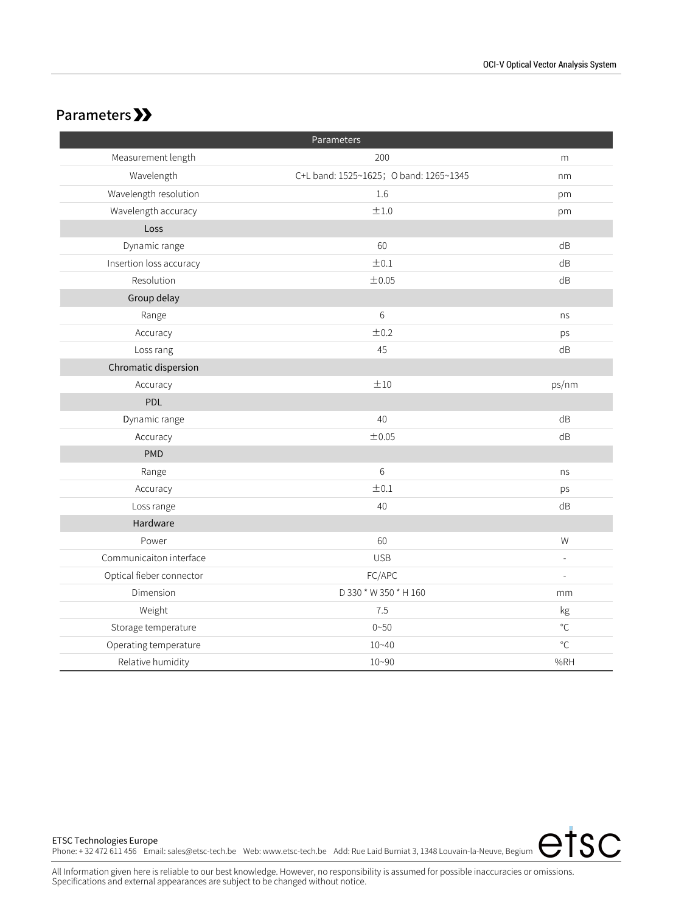## Parameters

| Parameters | | |
|---|---|---|
| Measurement length | 200 | m |
| Wavelength | C+L band: 1525~1625；O band: 1265~1345 | nm |
| Wavelength resolution | 1.6 | pm |
| Wavelength accuracy | ±1.0 | pm |
| **Loss** | | |
| Dynamic range | 60 | dB |
| Insertion loss accuracy | ±0.1 | dB |
| Resolution | ±0.05 | dB |
| **Group delay** | | |
| Range | 6 | ns |
| Accuracy | ±0.2 | ps |
| Loss rang | 45 | dB |
| **Chromatic dispersion** | | |
| Accuracy | ±10 | ps/nm |
| **PDL** | | |
| Dynamic range | 40 | dB |
| Accuracy | ±0.05 | dB |
| **PMD** | | |
| Range | 6 | ns |
| Accuracy | ±0.1 | ps |
| Loss range | 40 | dB |
| **Hardware** | | |
| Power | 60 | W |
| Communicaiton interface | USB | - |
| Optical fieber connector | FC/APC | - |
| Dimension | D 330 * W 350 * H 160 | mm |
| Weight | 7.5 | kg |
| Storage temperature | 0~50 | ℃ |
| Operating temperature | 10~40 | ℃ |
| Relative humidity | 10~90 | %RH |

ETSC Technologies Europe
Phone: + 32 472 611 456 Email: sales@etsc-tech.be Web: www.etsc-tech.be Add: Rue Laid Burniat 3, 1348 Louvain-la-Neuve, Begium

All Information given here is reliable to our best knowledge. However, no responsibility is assumed for possible inaccuracies or omissions. Specifications and external appearances are subject to be changed without notice.